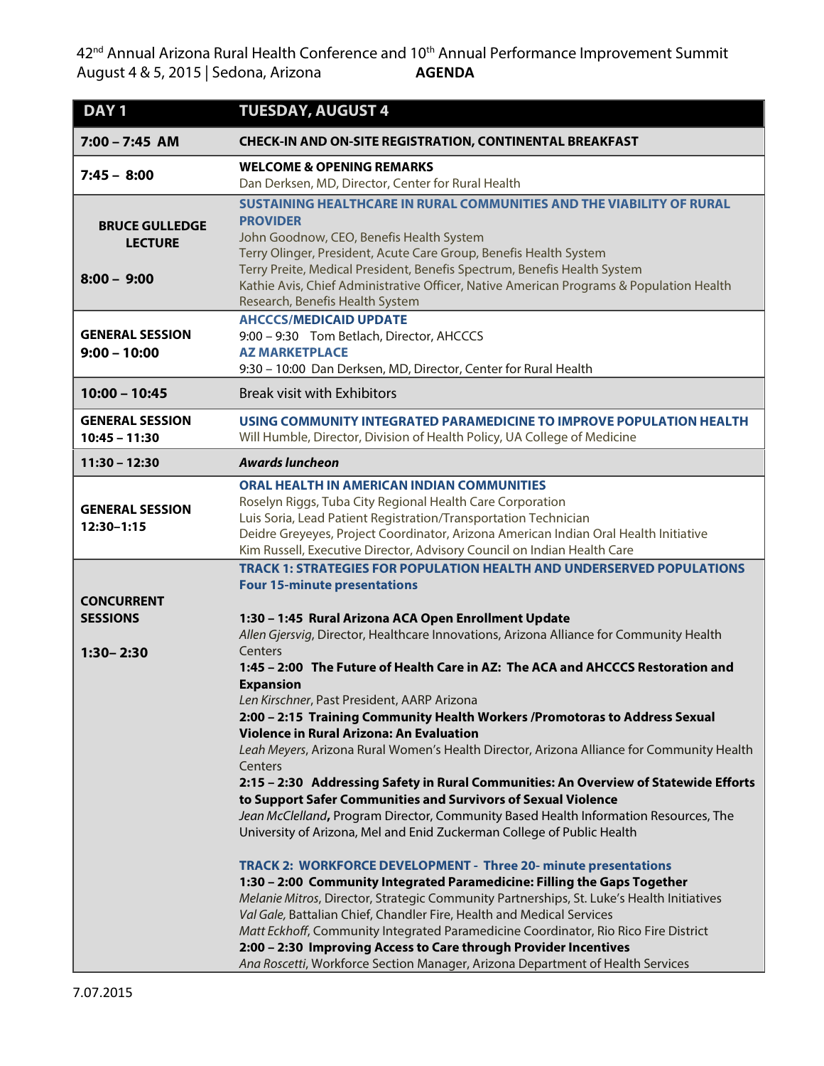42nd Annual Arizona Rural Health Conference and 10th Annual Performance Improvement Summit
August 4 & 5, 2015 | Sedona, Arizona **AGENDA**

| **DAY 1** | **TUESDAY, AUGUST 4** |
|---|---|
| **7:00 – 7:45 AM** | **CHECK-IN AND ON-SITE REGISTRATION, CONTINENTAL BREAKFAST** |
| **7:45 – 8:00** | **WELCOME & OPENING REMARKS**<br>Dan Derksen, MD, Director, Center for Rural Health |
| **BRUCE GULLEDGE LECTURE**<br><br>**8:00 – 9:00** | **SUSTAINING HEALTHCARE IN RURAL COMMUNITIES AND THE VIABILITY OF RURAL PROVIDER**<br>John Goodnow, CEO, Benefis Health System<br>Terry Olinger, President, Acute Care Group, Benefis Health System<br>Terry Preite, Medical President, Benefis Spectrum, Benefis Health System<br>Kathie Avis, Chief Administrative Officer, Native American Programs & Population Health Research, Benefis Health System |
| **GENERAL SESSION 9:00 – 10:00** | **AHCCCS/MEDICAID UPDATE**<br>9:00 – 9:30 Tom Betlach, Director, AHCCCS<br>**AZ MARKETPLACE**<br>9:30 – 10:00 Dan Derksen, MD, Director, Center for Rural Health |
| **10:00 – 10:45** | Break visit with Exhibitors |
| **GENERAL SESSION 10:45 – 11:30** | **USING COMMUNITY INTEGRATED PARAMEDICINE TO IMPROVE POPULATION HEALTH**<br>Will Humble, Director, Division of Health Policy, UA College of Medicine |
| **11:30 – 12:30** | ***Awards luncheon*** |
| **GENERAL SESSION 12:30–1:15** | **ORAL HEALTH IN AMERICAN INDIAN COMMUNITIES**<br>Roselyn Riggs, Tuba City Regional Health Care Corporation<br>Luis Soria, Lead Patient Registration/Transportation Technician<br>Deidre Greyeyes, Project Coordinator, Arizona American Indian Oral Health Initiative<br>Kim Russell, Executive Director, Advisory Council on Indian Health Care |
| **CONCURRENT SESSIONS**<br><br>**1:30– 2:30** | **TRACK 1: STRATEGIES FOR POPULATION HEALTH AND UNDERSERVED POPULATIONS**<br>**Four 15-minute presentations**<br><br>**1:30 – 1:45 Rural Arizona ACA Open Enrollment Update**<br>*Allen Gjersvig*, Director, Healthcare Innovations, Arizona Alliance for Community Health Centers<br>**1:45 – 2:00 The Future of Health Care in AZ: The ACA and AHCCCS Restoration and Expansion**<br>*Len Kirschner*, Past President, AARP Arizona<br>**2:00 – 2:15 Training Community Health Workers /Promotoras to Address Sexual Violence in Rural Arizona: An Evaluation**<br>*Leah Meyers*, Arizona Rural Women's Health Director, Arizona Alliance for Community Health Centers<br>**2:15 – 2:30 Addressing Safety in Rural Communities: An Overview of Statewide Efforts to Support Safer Communities and Survivors of Sexual Violence**<br>*Jean McClelland*, Program Director, Community Based Health Information Resources, The University of Arizona, Mel and Enid Zuckerman College of Public Health<br><br>**TRACK 2: WORKFORCE DEVELOPMENT - Three 20- minute presentations**<br>**1:30 – 2:00 Community Integrated Paramedicine: Filling the Gaps Together**<br>*Melanie Mitros*, Director, Strategic Community Partnerships, St. Luke's Health Initiatives<br>*Val Gale,* Battalian Chief, Chandler Fire, Health and Medical Services<br>*Matt Eckhoff*, Community Integrated Paramedicine Coordinator, Rio Rico Fire District<br>**2:00 – 2:30 Improving Access to Care through Provider Incentives**<br>*Ana Roscetti*, Workforce Section Manager, Arizona Department of Health Services |

7.07.2015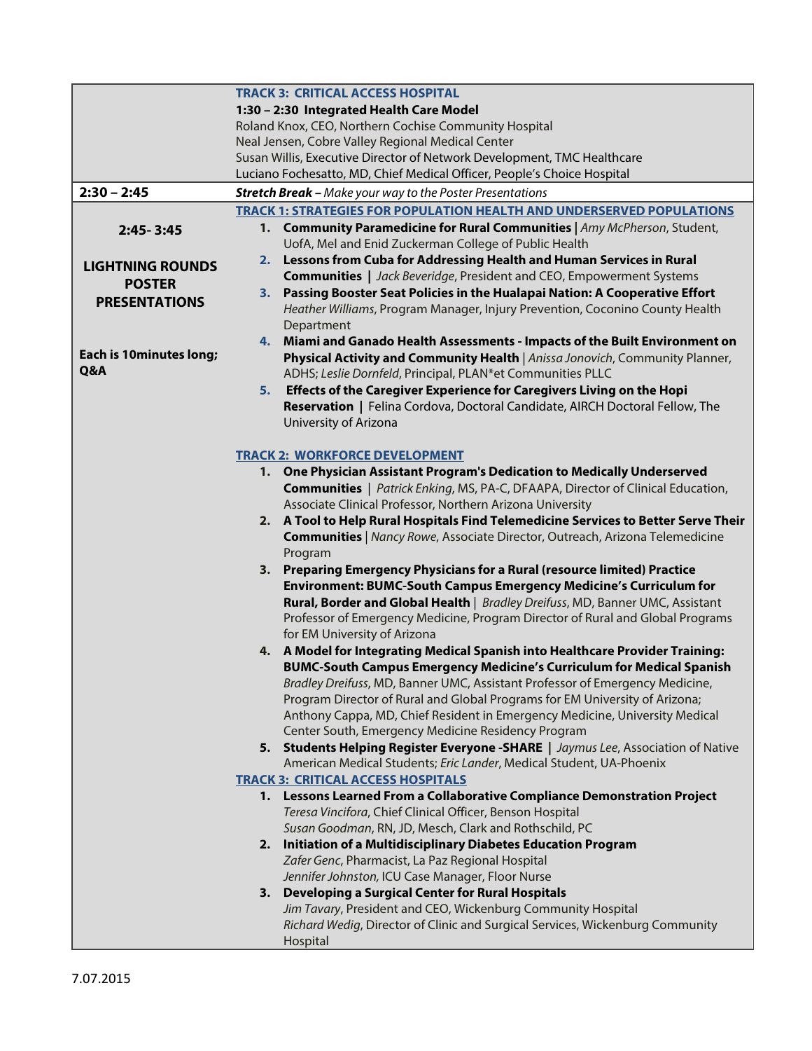| | |
|---|---|
| | **TRACK 3: CRITICAL ACCESS HOSPITAL**<br>**1:30 – 2:30 Integrated Health Care Model**<br>Roland Knox, CEO, Northern Cochise Community Hospital<br>Neal Jensen, Cobre Valley Regional Medical Center<br>Susan Willis, Executive Director of Network Development, TMC Healthcare<br>Luciano Fochesatto, MD, Chief Medical Officer, People's Choice Hospital |
| **2:30 – 2:45** | ***Stretch Break*** *– Make your way to the Poster Presentations* |
| **2:45- 3:45**<br><br>**LIGHTNING ROUNDS POSTER PRESENTATIONS**<br><br>**Each is 10minutes long; Q&A** | **TRACK 1: STRATEGIES FOR POPULATION HEALTH AND UNDERSERVED POPULATIONS**<br>1. **Community Paramedicine for Rural Communities** \| *Amy McPherson*, Student, UofA, Mel and Enid Zuckerman College of Public Health<br>2. **Lessons from Cuba for Addressing Health and Human Services in Rural Communities** \| *Jack Beveridge*, President and CEO, Empowerment Systems<br>3. **Passing Booster Seat Policies in the Hualapai Nation: A Cooperative Effort** *Heather Williams*, Program Manager, Injury Prevention, Coconino County Health Department<br>4. **Miami and Ganado Health Assessments - Impacts of the Built Environment on Physical Activity and Community Health** \| *Anissa Jonovich*, Community Planner, ADHS; *Leslie Dornfeld*, Principal, PLAN*et Communities PLLC<br>5. **Effects of the Caregiver Experience for Caregivers Living on the Hopi Reservation** \| Felina Cordova, Doctoral Candidate, AIRCH Doctoral Fellow, The University of Arizona<br><br>**TRACK 2: WORKFORCE DEVELOPMENT**<br>1. **One Physician Assistant Program's Dedication to Medically Underserved Communities** \| *Patrick Enking*, MS, PA-C, DFAAPA, Director of Clinical Education, Associate Clinical Professor, Northern Arizona University<br>2. **A Tool to Help Rural Hospitals Find Telemedicine Services to Better Serve Their Communities** \| *Nancy Rowe*, Associate Director, Outreach, Arizona Telemedicine Program<br>3. **Preparing Emergency Physicians for a Rural (resource limited) Practice Environment: BUMC-South Campus Emergency Medicine's Curriculum for Rural, Border and Global Health** \| *Bradley Dreifuss*, MD, Banner UMC, Assistant Professor of Emergency Medicine, Program Director of Rural and Global Programs for EM University of Arizona<br>4. **A Model for Integrating Medical Spanish into Healthcare Provider Training: BUMC-South Campus Emergency Medicine's Curriculum for Medical Spanish** *Bradley Dreifuss*, MD, Banner UMC, Assistant Professor of Emergency Medicine, Program Director of Rural and Global Programs for EM University of Arizona; Anthony Cappa, MD, Chief Resident in Emergency Medicine, University Medical Center South, Emergency Medicine Residency Program<br>5. **Students Helping Register Everyone -SHARE** \| *Jaymus Lee*, Association of Native American Medical Students; *Eric Lander*, Medical Student, UA-Phoenix<br><br>**TRACK 3: CRITICAL ACCESS HOSPITALS**<br>1. **Lessons Learned From a Collaborative Compliance Demonstration Project** *Teresa Vincifora*, Chief Clinical Officer, Benson Hospital; *Susan Goodman*, RN, JD, Mesch, Clark and Rothschild, PC<br>2. **Initiation of a Multidisciplinary Diabetes Education Program** *Zafer Genc*, Pharmacist, La Paz Regional Hospital; *Jennifer Johnston,* ICU Case Manager, Floor Nurse<br>3. **Developing a Surgical Center for Rural Hospitals** *Jim Tavary*, President and CEO, Wickenburg Community Hospital; *Richard Wedig*, Director of Clinic and Surgical Services, Wickenburg Community Hospital |

7.07.2015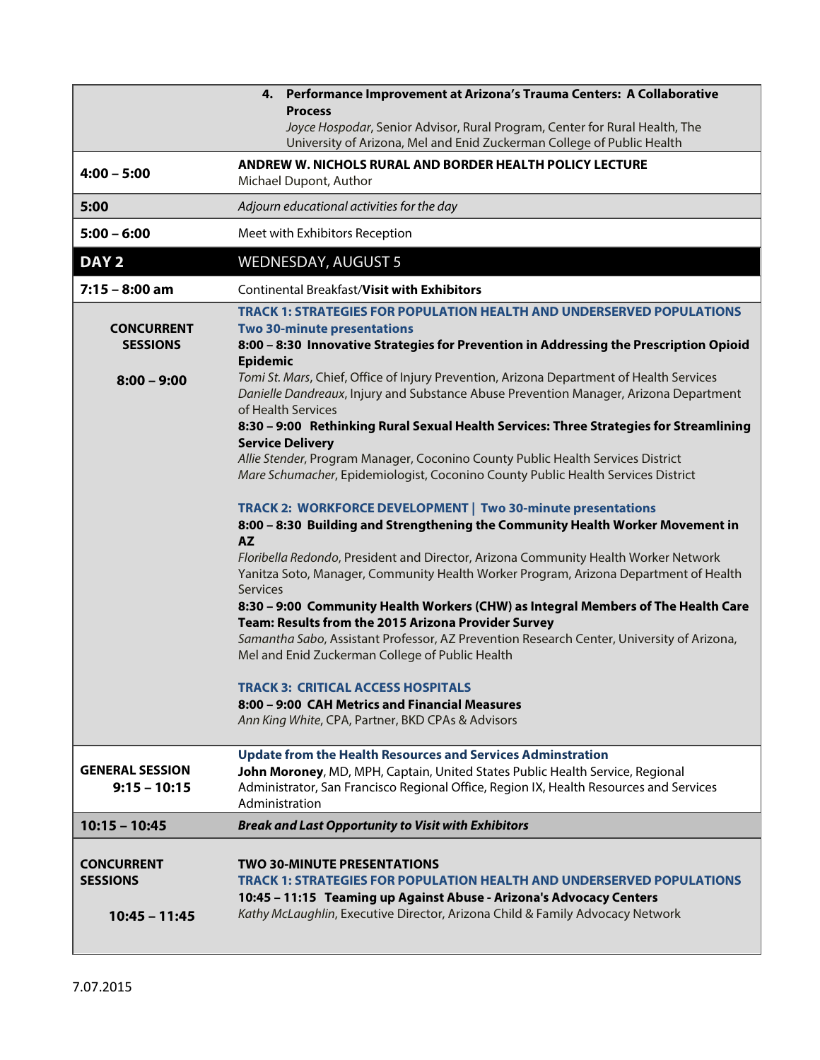| | |
|---|---|
| | 4. **Performance Improvement at Arizona's Trauma Centers: A Collaborative Process**<br>*Joyce Hospodar*, Senior Advisor, Rural Program, Center for Rural Health, The University of Arizona, Mel and Enid Zuckerman College of Public Health |
| **4:00 – 5:00** | **ANDREW W. NICHOLS RURAL AND BORDER HEALTH POLICY LECTURE**<br>Michael Dupont, Author |
| **5:00** | *Adjourn educational activities for the day* |
| **5:00 – 6:00** | Meet with Exhibitors Reception |
| **DAY 2** | WEDNESDAY, AUGUST 5 |
| **7:15 – 8:00 am** | Continental Breakfast/**Visit with Exhibitors** |
| **CONCURRENT SESSIONS**<br><br>**8:00 – 9:00** | **TRACK 1: STRATEGIES FOR POPULATION HEALTH AND UNDERSERVED POPULATIONS**<br>**Two 30-minute presentations**<br>**8:00 – 8:30 Innovative Strategies for Prevention in Addressing the Prescription Opioid Epidemic**<br>*Tomi St. Mars*, Chief, Office of Injury Prevention, Arizona Department of Health Services<br>*Danielle Dandreaux*, Injury and Substance Abuse Prevention Manager, Arizona Department of Health Services<br>**8:30 – 9:00 Rethinking Rural Sexual Health Services: Three Strategies for Streamlining Service Delivery**<br>*Allie Stender*, Program Manager, Coconino County Public Health Services District<br>*Mare Schumacher*, Epidemiologist, Coconino County Public Health Services District<br><br>**TRACK 2: WORKFORCE DEVELOPMENT \| Two 30-minute presentations**<br>**8:00 – 8:30 Building and Strengthening the Community Health Worker Movement in AZ**<br>*Floribella Redondo*, President and Director, Arizona Community Health Worker Network<br>Yanitza Soto, Manager, Community Health Worker Program, Arizona Department of Health Services<br>**8:30 – 9:00 Community Health Workers (CHW) as Integral Members of The Health Care Team: Results from the 2015 Arizona Provider Survey**<br>*Samantha Sabo*, Assistant Professor, AZ Prevention Research Center, University of Arizona, Mel and Enid Zuckerman College of Public Health<br><br>**TRACK 3: CRITICAL ACCESS HOSPITALS**<br>**8:00 – 9:00 CAH Metrics and Financial Measures**<br>*Ann King White*, CPA, Partner, BKD CPAs & Advisors |
| **GENERAL SESSION**<br>**9:15 – 10:15** | **Update from the Health Resources and Services Adminstration**<br>**John Moroney**, MD, MPH, Captain, United States Public Health Service, Regional Administrator, San Francisco Regional Office, Region IX, Health Resources and Services Administration |
| **10:15 – 10:45** | ***Break and Last Opportunity to Visit with Exhibitors*** |
| **CONCURRENT SESSIONS**<br><br>**10:45 – 11:45** | **TWO 30-MINUTE PRESENTATIONS**<br>**TRACK 1: STRATEGIES FOR POPULATION HEALTH AND UNDERSERVED POPULATIONS**<br>**10:45 – 11:15 Teaming up Against Abuse - Arizona's Advocacy Centers**<br>*Kathy McLaughlin*, Executive Director, Arizona Child & Family Advocacy Network |

7.07.2015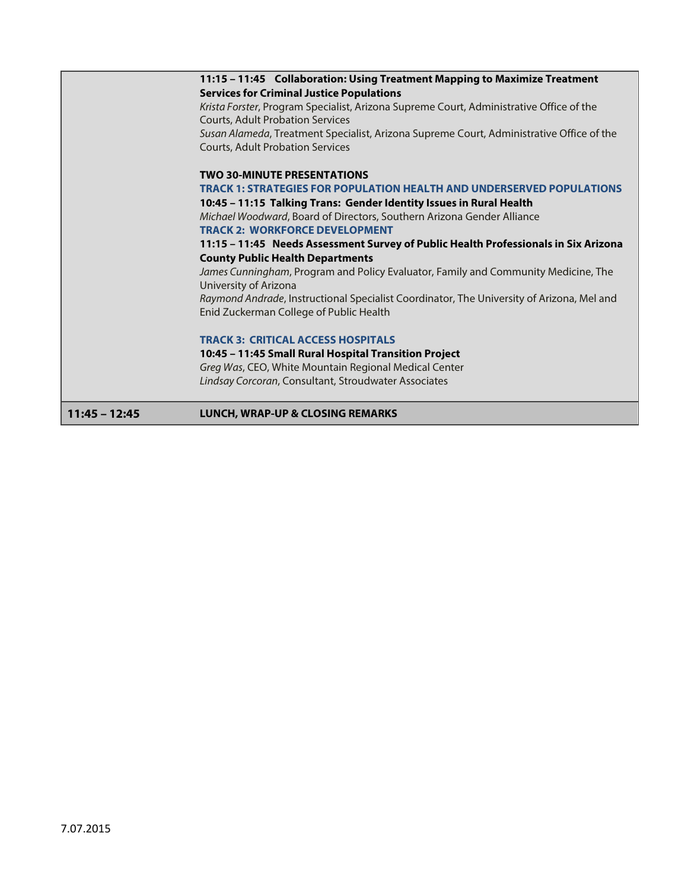| | |
|---|---|
| | **11:15 – 11:45 Collaboration: Using Treatment Mapping to Maximize Treatment Services for Criminal Justice Populations**<br>*Krista Forster*, Program Specialist, Arizona Supreme Court, Administrative Office of the Courts, Adult Probation Services<br>*Susan Alameda*, Treatment Specialist, Arizona Supreme Court, Administrative Office of the Courts, Adult Probation Services<br><br>**TWO 30-MINUTE PRESENTATIONS**<br>**TRACK 1: STRATEGIES FOR POPULATION HEALTH AND UNDERSERVED POPULATIONS**<br>**10:45 – 11:15 Talking Trans: Gender Identity Issues in Rural Health**<br>*Michael Woodward*, Board of Directors, Southern Arizona Gender Alliance<br>**TRACK 2: WORKFORCE DEVELOPMENT**<br>**11:15 – 11:45 Needs Assessment Survey of Public Health Professionals in Six Arizona County Public Health Departments**<br>*James Cunningham*, Program and Policy Evaluator, Family and Community Medicine, The University of Arizona<br>*Raymond Andrade*, Instructional Specialist Coordinator, The University of Arizona, Mel and Enid Zuckerman College of Public Health<br><br>**TRACK 3: CRITICAL ACCESS HOSPITALS**<br>**10:45 – 11:45 Small Rural Hospital Transition Project**<br>*Greg Was*, CEO, White Mountain Regional Medical Center<br>*Lindsay Corcoran*, Consultant, Stroudwater Associates |
| **11:45 – 12:45** | **LUNCH, WRAP-UP & CLOSING REMARKS** |

7.07.2015